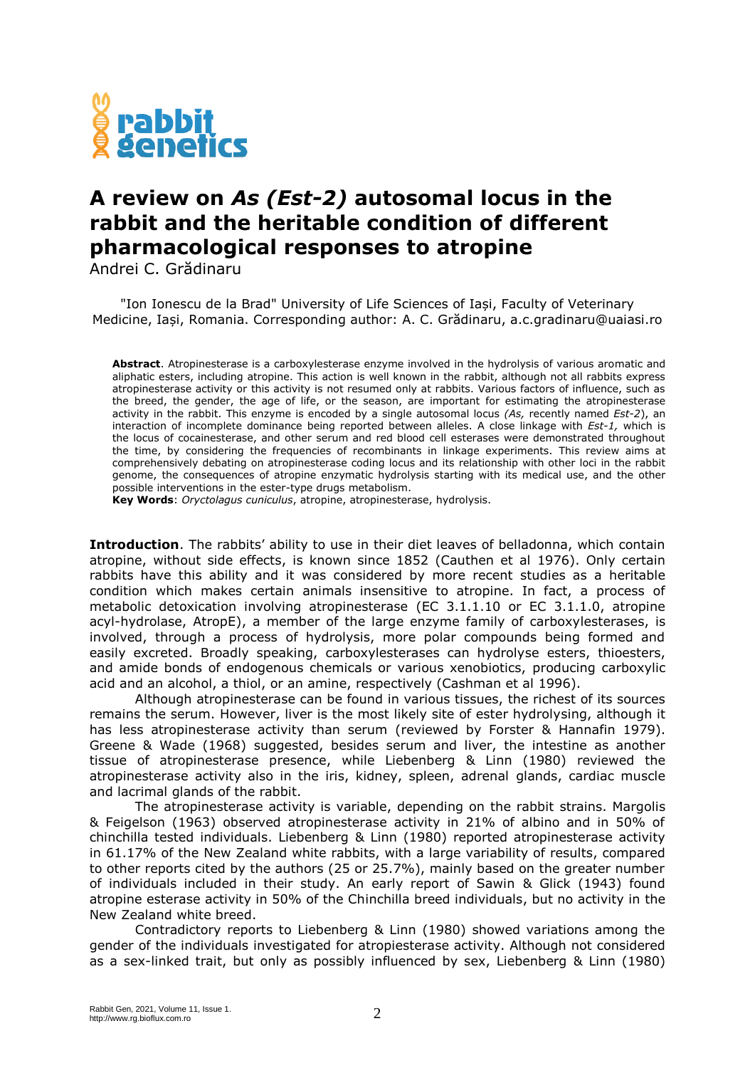# A review on *As (Est-2)* autosomal locus in the rabbit and the heritable condition of different pharmacological responses to atropine

Andrei C. Grădinaru

"Ion Ionescu de la Brad" University of Life Sciences of Iași, Faculty of Veterinary Medicine, Iași, Romania. Corresponding author: A. C. Grădinaru, a.c.gradinaru@uaiasi.ro

**Abstract**. Atropinesterase is a carboxylesterase enzyme involved in the hydrolysis of various aromatic and aliphatic esters, including atropine. This action is well known in the rabbit, although not all rabbits express atropinesterase activity or this activity is not resumed only at rabbits. Various factors of influence, such as the breed, the gender, the age of life, or the season, are important for estimating the atropinesterase activity in the rabbit. This enzyme is encoded by a single autosomal locus *(As,* recently named *Est-2*), an interaction of incomplete dominance being reported between alleles. A close linkage with *Est-1,* which is the locus of cocainesterase, and other serum and red blood cell esterases were demonstrated throughout the time, by considering the frequencies of recombinants in linkage experiments. This review aims at comprehensively debating on atropinesterase coding locus and its relationship with other loci in the rabbit genome, the consequences of atropine enzymatic hydrolysis starting with its medical use, and the other possible interventions in the ester-type drugs metabolism.

**Key Words**: *Oryctolagus cuniculus*, atropine, atropinesterase, hydrolysis.

**Introduction**. The rabbits' ability to use in their diet leaves of belladonna, which contain atropine, without side effects, is known since 1852 (Cauthen et al 1976). Only certain rabbits have this ability and it was considered by more recent studies as a heritable condition which makes certain animals insensitive to atropine. In fact, a process of metabolic detoxication involving atropinesterase (EC 3.1.1.10 or EC 3.1.1.0, atropine acyl-hydrolase, AtropE), a member of the large enzyme family of carboxylesterases, is involved, through a process of hydrolysis, more polar compounds being formed and easily excreted. Broadly speaking, carboxylesterases can hydrolyse esters, thioesters, and amide bonds of endogenous chemicals or various xenobiotics, producing carboxylic acid and an alcohol, a thiol, or an amine, respectively (Cashman et al 1996).

Although atropinesterase can be found in various tissues, the richest of its sources remains the serum. However, liver is the most likely site of ester hydrolysing, although it has less atropinesterase activity than serum (reviewed by Forster & Hannafin 1979). Greene & Wade (1968) suggested, besides serum and liver, the intestine as another tissue of atropinesterase presence, while Liebenberg & Linn (1980) reviewed the atropinesterase activity also in the iris, kidney, spleen, adrenal glands, cardiac muscle and lacrimal glands of the rabbit.

The atropinesterase activity is variable, depending on the rabbit strains. Margolis & Feigelson (1963) observed atropinesterase activity in 21% of albino and in 50% of chinchilla tested individuals. Liebenberg & Linn (1980) reported atropinesterase activity in 61.17% of the New Zealand white rabbits, with a large variability of results, compared to other reports cited by the authors (25 or 25.7%), mainly based on the greater number of individuals included in their study. An early report of Sawin & Glick (1943) found atropine esterase activity in 50% of the Chinchilla breed individuals, but no activity in the New Zealand white breed.

Contradictory reports to Liebenberg & Linn (1980) showed variations among the gender of the individuals investigated for atropiesterase activity. Although not considered as a sex-linked trait, but only as possibly influenced by sex, Liebenberg & Linn (1980)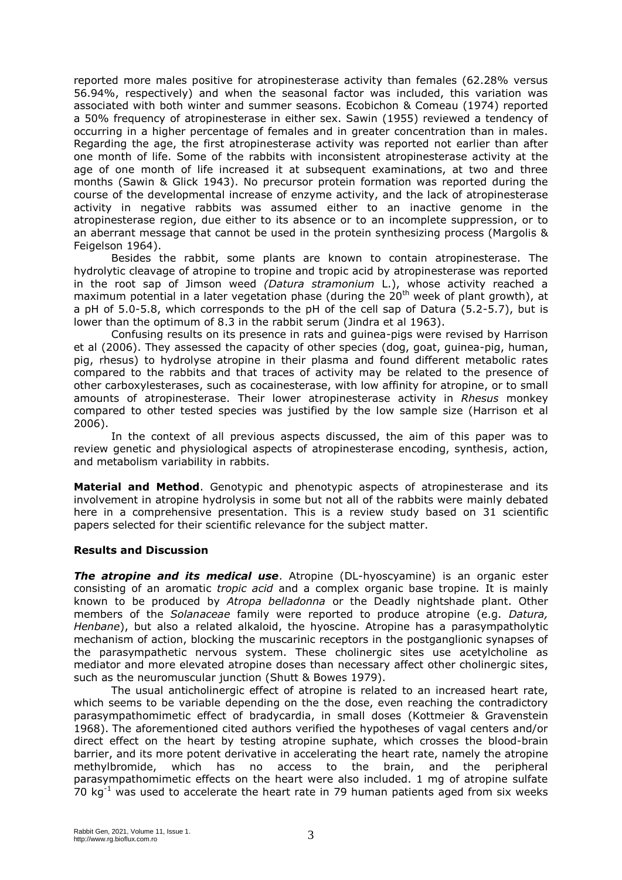reported more males positive for atropinesterase activity than females (62.28% versus 56.94%, respectively) and when the seasonal factor was included, this variation was associated with both winter and summer seasons. Ecobichon & Comeau (1974) reported a 50% frequency of atropinesterase in either sex. Sawin (1955) reviewed a tendency of occurring in a higher percentage of females and in greater concentration than in males. Regarding the age, the first atropinesterase activity was reported not earlier than after one month of life. Some of the rabbits with inconsistent atropinesterase activity at the age of one month of life increased it at subsequent examinations, at two and three months (Sawin & Glick 1943). No precursor protein formation was reported during the course of the developmental increase of enzyme activity, and the lack of atropinesterase activity in negative rabbits was assumed either to an inactive genome in the atropinesterase region, due either to its absence or to an incomplete suppression, or to an aberrant message that cannot be used in the protein synthesizing process (Margolis & Feigelson 1964).

Besides the rabbit, some plants are known to contain atropinesterase. The hydrolytic cleavage of atropine to tropine and tropic acid by atropinesterase was reported in the root sap of Jimson weed *(Datura stramonium* L.), whose activity reached a maximum potential in a later vegetation phase (during the 20th week of plant growth), at a pH of 5.0-5.8, which corresponds to the pH of the cell sap of Datura (5.2-5.7), but is lower than the optimum of 8.3 in the rabbit serum (Jindra et al 1963).

Confusing results on its presence in rats and guinea-pigs were revised by Harrison et al (2006). They assessed the capacity of other species (dog, goat, guinea-pig, human, pig, rhesus) to hydrolyse atropine in their plasma and found different metabolic rates compared to the rabbits and that traces of activity may be related to the presence of other carboxylesterases, such as cocainesterase, with low affinity for atropine, or to small amounts of atropinesterase. Their lower atropinesterase activity in *Rhesus* monkey compared to other tested species was justified by the low sample size (Harrison et al 2006).

In the context of all previous aspects discussed, the aim of this paper was to review genetic and physiological aspects of atropinesterase encoding, synthesis, action, and metabolism variability in rabbits.

**Material and Method**. Genotypic and phenotypic aspects of atropinesterase and its involvement in atropine hydrolysis in some but not all of the rabbits were mainly debated here in a comprehensive presentation. This is a review study based on 31 scientific papers selected for their scientific relevance for the subject matter.

## Results and Discussion

***The atropine and its medical use***. Atropine (DL-hyoscyamine) is an organic ester consisting of an aromatic *tropic acid* and a complex organic base tropine*.* It is mainly known to be produced by *Atropa belladonna* or the Deadly nightshade plant. Other members of the *Solanaceae* family were reported to produce atropine (e.g. *Datura, Henbane*), but also a related alkaloid, the hyoscine. Atropine has a parasympatholytic mechanism of action, blocking the muscarinic receptors in the postganglionic synapses of the parasympathetic nervous system. These cholinergic sites use acetylcholine as mediator and more elevated atropine doses than necessary affect other cholinergic sites, such as the neuromuscular junction (Shutt & Bowes 1979).

The usual anticholinergic effect of atropine is related to an increased heart rate, which seems to be variable depending on the the dose, even reaching the contradictory parasympathomimetic effect of bradycardia, in small doses (Kottmeier & Gravenstein 1968). The aforementioned cited authors verified the hypotheses of vagal centers and/or direct effect on the heart by testing atropine suphate, which crosses the blood-brain barrier, and its more potent derivative in accelerating the heart rate, namely the atropine methylbromide, which has no access to the brain, and the peripheral parasympathomimetic effects on the heart were also included. 1 mg of atropine sulfate 70 $kg^{-1}$ was used to accelerate the heart rate in 79 human patients aged from six weeks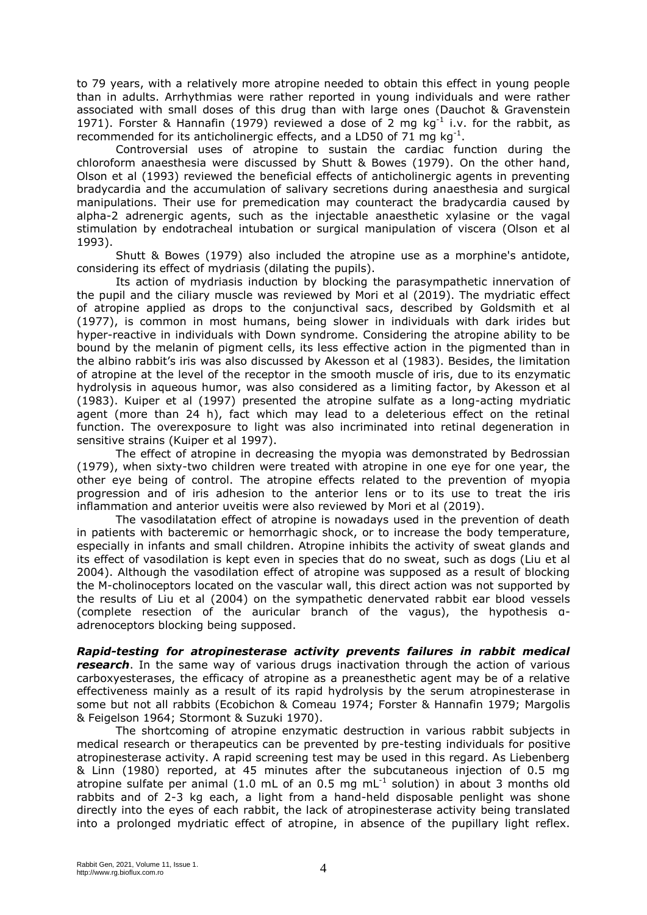to 79 years, with a relatively more atropine needed to obtain this effect in young people than in adults. Arrhythmias were rather reported in young individuals and were rather associated with small doses of this drug than with large ones (Dauchot & Gravenstein 1971). Forster & Hannafin (1979) reviewed a dose of 2 mg $kg^{-1}$ i.v. for the rabbit, as recommended for its anticholinergic effects, and a LD50 of 71 mg $kg^{-1}$.

Controversial uses of atropine to sustain the cardiac function during the chloroform anaesthesia were discussed by Shutt & Bowes (1979). On the other hand, Olson et al (1993) reviewed the beneficial effects of anticholinergic agents in preventing bradycardia and the accumulation of salivary secretions during anaesthesia and surgical manipulations. Their use for premedication may counteract the bradycardia caused by alpha-2 adrenergic agents, such as the injectable anaesthetic xylasine or the vagal stimulation by endotracheal intubation or surgical manipulation of viscera (Olson et al 1993).

Shutt & Bowes (1979) also included the atropine use as a morphine's antidote, considering its effect of mydriasis (dilating the pupils).

Its action of mydriasis induction by blocking the parasympathetic innervation of the pupil and the ciliary muscle was reviewed by Mori et al (2019). The mydriatic effect of atropine applied as drops to the conjunctival sacs, described by Goldsmith et al (1977), is common in most humans, being slower in individuals with dark irides but hyper-reactive in individuals with Down syndrome. Considering the atropine ability to be bound by the melanin of pigment cells, its less effective action in the pigmented than in the albino rabbit's iris was also discussed by Akesson et al (1983). Besides, the limitation of atropine at the level of the receptor in the smooth muscle of iris, due to its enzymatic hydrolysis in aqueous humor, was also considered as a limiting factor, by Akesson et al (1983). Kuiper et al (1997) presented the atropine sulfate as a long-acting mydriatic agent (more than 24 h), fact which may lead to a deleterious effect on the retinal function. The overexposure to light was also incriminated into retinal degeneration in sensitive strains (Kuiper et al 1997).

The effect of atropine in decreasing the myopia was demonstrated by Bedrossian (1979), when sixty-two children were treated with atropine in one eye for one year, the other eye being of control. The atropine effects related to the prevention of myopia progression and of iris adhesion to the anterior lens or to its use to treat the iris inflammation and anterior uveitis were also reviewed by Mori et al (2019).

The vasodilatation effect of atropine is nowadays used in the prevention of death in patients with bacteremic or hemorrhagic shock, or to increase the body temperature, especially in infants and small children. Atropine inhibits the activity of sweat glands and its effect of vasodilation is kept even in species that do no sweat, such as dogs (Liu et al 2004). Although the vasodilation effect of atropine was supposed as a result of blocking the M-cholinoceptors located on the vascular wall, this direct action was not supported by the results of Liu et al (2004) on the sympathetic denervated rabbit ear blood vessels (complete resection of the auricular branch of the vagus), the hypothesis α-adrenoceptors blocking being supposed.

***Rapid-testing for atropinesterase activity prevents failures in rabbit medical research***. In the same way of various drugs inactivation through the action of various carboxyesterases, the efficacy of atropine as a preanesthetic agent may be of a relative effectiveness mainly as a result of its rapid hydrolysis by the serum atropinesterase in some but not all rabbits (Ecobichon & Comeau 1974; Forster & Hannafin 1979; Margolis & Feigelson 1964; Stormont & Suzuki 1970).

The shortcoming of atropine enzymatic destruction in various rabbit subjects in medical research or therapeutics can be prevented by pre-testing individuals for positive atropinesterase activity. A rapid screening test may be used in this regard. As Liebenberg & Linn (1980) reported, at 45 minutes after the subcutaneous injection of 0.5 mg atropine sulfate per animal (1.0 mL of an 0.5 mg $mL^{-1}$ solution) in about 3 months old rabbits and of 2-3 kg each, a light from a hand-held disposable penlight was shone directly into the eyes of each rabbit, the lack of atropinesterase activity being translated into a prolonged mydriatic effect of atropine, in absence of the pupillary light reflex.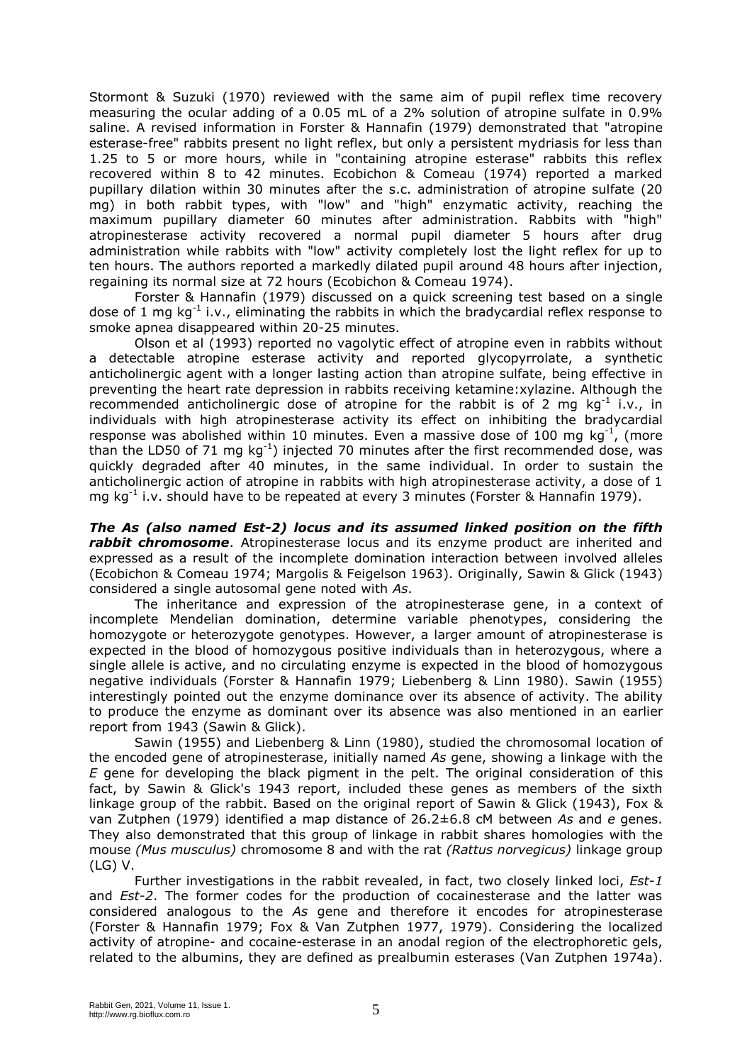Stormont & Suzuki (1970) reviewed with the same aim of pupil reflex time recovery measuring the ocular adding of a 0.05 mL of a 2% solution of atropine sulfate in 0.9% saline. A revised information in Forster & Hannafin (1979) demonstrated that "atropine esterase-free" rabbits present no light reflex, but only a persistent mydriasis for less than 1.25 to 5 or more hours, while in "containing atropine esterase" rabbits this reflex recovered within 8 to 42 minutes. Ecobichon & Comeau (1974) reported a marked pupillary dilation within 30 minutes after the s.c. administration of atropine sulfate (20 mg) in both rabbit types, with "low" and "high" enzymatic activity, reaching the maximum pupillary diameter 60 minutes after administration. Rabbits with "high" atropinesterase activity recovered a normal pupil diameter 5 hours after drug administration while rabbits with "low" activity completely lost the light reflex for up to ten hours. The authors reported a markedly dilated pupil around 48 hours after injection, regaining its normal size at 72 hours (Ecobichon & Comeau 1974).

Forster & Hannafin (1979) discussed on a quick screening test based on a single dose of 1 mg kg$^{-1}$ i.v., eliminating the rabbits in which the bradycardial reflex response to smoke apnea disappeared within 20-25 minutes.

Olson et al (1993) reported no vagolytic effect of atropine even in rabbits without a detectable atropine esterase activity and reported glycopyrrolate, a synthetic anticholinergic agent with a longer lasting action than atropine sulfate, being effective in preventing the heart rate depression in rabbits receiving ketamine:xylazine. Although the recommended anticholinergic dose of atropine for the rabbit is of 2 mg kg$^{-1}$ i.v., in individuals with high atropinesterase activity its effect on inhibiting the bradycardial response was abolished within 10 minutes. Even a massive dose of 100 mg kg$^{-1}$, (more than the LD50 of 71 mg kg$^{-1}$) injected 70 minutes after the first recommended dose, was quickly degraded after 40 minutes, in the same individual. In order to sustain the anticholinergic action of atropine in rabbits with high atropinesterase activity, a dose of 1 mg kg$^{-1}$ i.v. should have to be repeated at every 3 minutes (Forster & Hannafin 1979).

***The As (also named Est-2) locus and its assumed linked position on the fifth rabbit chromosome***. Atropinesterase locus and its enzyme product are inherited and expressed as a result of the incomplete domination interaction between involved alleles (Ecobichon & Comeau 1974; Margolis & Feigelson 1963). Originally, Sawin & Glick (1943) considered a single autosomal gene noted with *As*.

The inheritance and expression of the atropinesterase gene, in a context of incomplete Mendelian domination, determine variable phenotypes, considering the homozygote or heterozygote genotypes. However, a larger amount of atropinesterase is expected in the blood of homozygous positive individuals than in heterozygous, where a single allele is active, and no circulating enzyme is expected in the blood of homozygous negative individuals (Forster & Hannafin 1979; Liebenberg & Linn 1980). Sawin (1955) interestingly pointed out the enzyme dominance over its absence of activity. The ability to produce the enzyme as dominant over its absence was also mentioned in an earlier report from 1943 (Sawin & Glick).

Sawin (1955) and Liebenberg & Linn (1980), studied the chromosomal location of the encoded gene of atropinesterase, initially named *As* gene, showing a linkage with the *E* gene for developing the black pigment in the pelt. The original consideration of this fact, by Sawin & Glick's 1943 report, included these genes as members of the sixth linkage group of the rabbit. Based on the original report of Sawin & Glick (1943), Fox & van Zutphen (1979) identified a map distance of 26.2±6.8 cM between *As* and *e* genes. They also demonstrated that this group of linkage in rabbit shares homologies with the mouse *(Mus musculus)* chromosome 8 and with the rat *(Rattus norvegicus)* linkage group (LG) V.

Further investigations in the rabbit revealed, in fact, two closely linked loci, *Est-1* and *Est-2*. The former codes for the production of cocainesterase and the latter was considered analogous to the *As* gene and therefore it encodes for atropinesterase (Forster & Hannafin 1979; Fox & Van Zutphen 1977, 1979). Considering the localized activity of atropine- and cocaine-esterase in an anodal region of the electrophoretic gels, related to the albumins, they are defined as prealbumin esterases (Van Zutphen 1974a).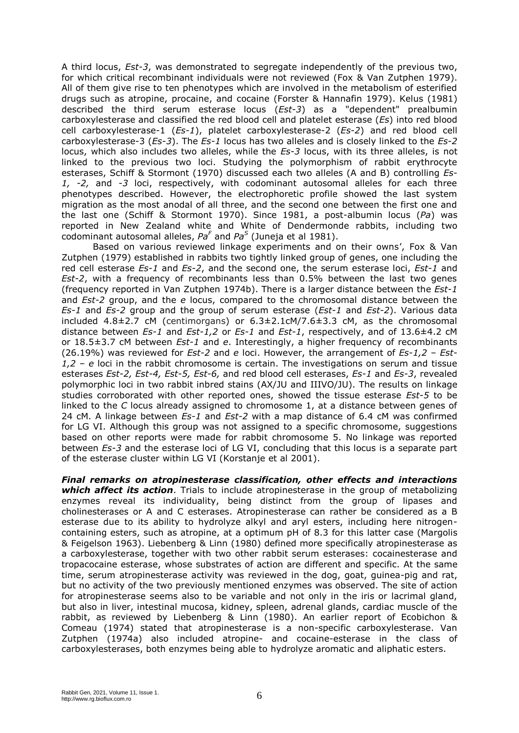A third locus, *Est-3*, was demonstrated to segregate independently of the previous two, for which critical recombinant individuals were not reviewed (Fox & Van Zutphen 1979). All of them give rise to ten phenotypes which are involved in the metabolism of esterified drugs such as atropine, procaine, and cocaine (Forster & Hannafin 1979). Kelus (1981) described the third serum esterase locus (*Est-3*) as a "dependent" prealbumin carboxylesterase and classified the red blood cell and platelet esterase (*Es*) into red blood cell carboxylesterase-1 (*Es-1*), platelet carboxylesterase-2 (*Es-2*) and red blood cell carboxylesterase-3 (*Es-3*). The *Es-1* locus has two alleles and is closely linked to the *Es-2* locus, which also includes two alleles, while the *Es-3* locus, with its three alleles, is not linked to the previous two loci. Studying the polymorphism of rabbit erythrocyte esterases, Schiff & Stormont (1970) discussed each two alleles (A and B) controlling *Es-1, -2,* and *-3* loci, respectively, with codominant autosomal alleles for each three phenotypes described. However, the electrophoretic profile showed the last system migration as the most anodal of all three, and the second one between the first one and the last one (Schiff & Stormont 1970). Since 1981, a post-albumin locus (*Pa*) was reported in New Zealand white and White of Dendermonde rabbits, including two codominant autosomal alleles, $Pa^F$ and $Pa^S$ (Juneja et al 1981).

Based on various reviewed linkage experiments and on their owns', Fox & Van Zutphen (1979) established in rabbits two tightly linked group of genes, one including the red cell esterase *Es-1* and *Es-2*, and the second one, the serum esterase loci, *Est-1* and *Est-2*, with a frequency of recombinants less than 0.5% between the last two genes (frequency reported in Van Zutphen 1974b). There is a larger distance between the *Est-1* and *Est-2* group, and the *e* locus, compared to the chromosomal distance between the *Es-1* and *Es-2* group and the group of serum esterase (*Est-1* and *Est-2*). Various data included 4.8±2.7 cM (centimorgans) or 6.3±2.1cM/7.6±3.3 cM, as the chromosomal distance between *Es-1* and *Est-1,2* or *Es-1* and *Est-1*, respectively, and of 13.6±4.2 cM or 18.5±3.7 cM between *Est-1* and *e*. Interestingly, a higher frequency of recombinants (26.19%) was reviewed for *Est-2* and *e* loci. However, the arrangement of *Es-1,2* – *Est-1,2* – *e* loci in the rabbit chromosome is certain. The investigations on serum and tissue esterases *Est-2, Est-4, Est-5, Est-6,* and red blood cell esterases, *Es-1* and *Es-3*, revealed polymorphic loci in two rabbit inbred stains (AX/JU and IIIVO/JU). The results on linkage studies corroborated with other reported ones, showed the tissue esterase *Est-5* to be linked to the *C* locus already assigned to chromosome 1, at a distance between genes of 24 cM. A linkage between *Es-1* and *Est-2* with a map distance of 6.4 cM was confirmed for LG VI. Although this group was not assigned to a specific chromosome, suggestions based on other reports were made for rabbit chromosome 5. No linkage was reported between *Es-3* and the esterase loci of LG VI, concluding that this locus is a separate part of the esterase cluster within LG VI (Korstanje et al 2001).

***Final remarks on atropinesterase classification, other effects and interactions which affect its action***. Trials to include atropinesterase in the group of metabolizing enzymes reveal its individuality, being distinct from the group of lipases and cholinesterases or A and C esterases. Atropinesterase can rather be considered as a B esterase due to its ability to hydrolyze alkyl and aryl esters, including here nitrogen-containing esters, such as atropine, at a optimum pH of 8.3 for this latter case (Margolis & Feigelson 1963). Liebenberg & Linn (1980) defined more specifically atropinesterase as a carboxylesterase, together with two other rabbit serum esterases: cocainesterase and tropacocaine esterase, whose substrates of action are different and specific. At the same time, serum atropinesterase activity was reviewed in the dog, goat, guinea-pig and rat, but no activity of the two previously mentioned enzymes was observed. The site of action for atropinesterase seems also to be variable and not only in the iris or lacrimal gland, but also in liver, intestinal mucosa, kidney, spleen, adrenal glands, cardiac muscle of the rabbit, as reviewed by Liebenberg & Linn (1980). An earlier report of Ecobichon & Comeau (1974) stated that atropinesterase is a non-specific carboxylesterase. Van Zutphen (1974a) also included atropine- and cocaine-esterase in the class of carboxylesterases, both enzymes being able to hydrolyze aromatic and aliphatic esters.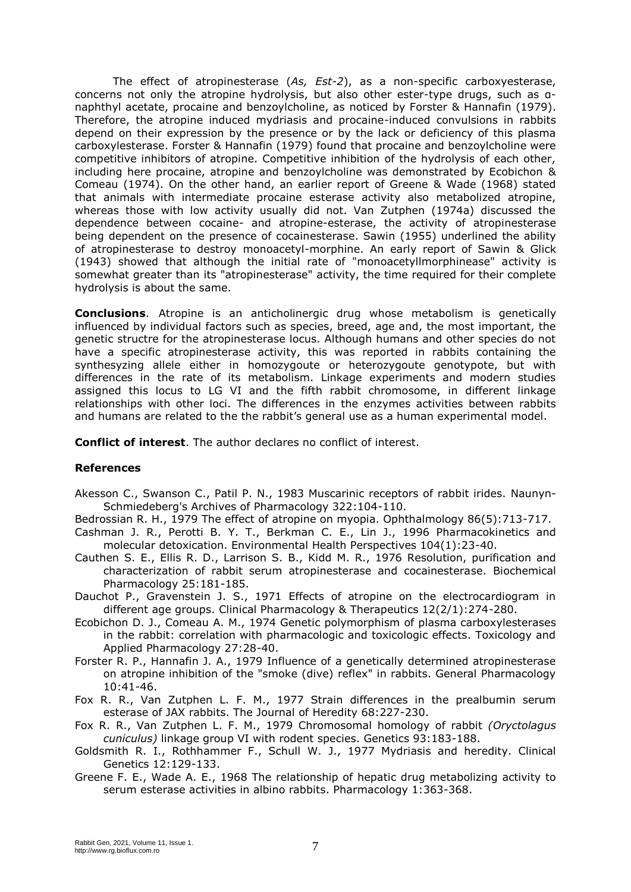The effect of atropinesterase (*As, Est-2*), as a non-specific carboxyesterase, concerns not only the atropine hydrolysis, but also other ester-type drugs, such as α-naphthyl acetate, procaine and benzoylcholine, as noticed by Forster & Hannafin (1979). Therefore, the atropine induced mydriasis and procaine-induced convulsions in rabbits depend on their expression by the presence or by the lack or deficiency of this plasma carboxylesterase. Forster & Hannafin (1979) found that procaine and benzoylcholine were competitive inhibitors of atropine. Competitive inhibition of the hydrolysis of each other, including here procaine, atropine and benzoylcholine was demonstrated by Ecobichon & Comeau (1974). On the other hand, an earlier report of Greene & Wade (1968) stated that animals with intermediate procaine esterase activity also metabolized atropine, whereas those with low activity usually did not. Van Zutphen (1974a) discussed the dependence between cocaine- and atropine-esterase, the activity of atropinesterase being dependent on the presence of cocainesterase. Sawin (1955) underlined the ability of atropinesterase to destroy monoacetyl-morphine. An early report of Sawin & Glick (1943) showed that although the initial rate of "monoacetyllmorphinease" activity is somewhat greater than its "atropinesterase" activity, the time required for their complete hydrolysis is about the same.

**Conclusions**. Atropine is an anticholinergic drug whose metabolism is genetically influenced by individual factors such as species, breed, age and, the most important, the genetic structre for the atropinesterase locus. Although humans and other species do not have a specific atropinesterase activity, this was reported in rabbits containing the synthesyzing allele either in homozygoute or heterozygoute genotypote, but with differences in the rate of its metabolism. Linkage experiments and modern studies assigned this locus to LG VI and the fifth rabbit chromosome, in different linkage relationships with other loci. The differences in the enzymes activities between rabbits and humans are related to the the rabbit's general use as a human experimental model.

**Conflict of interest**. The author declares no conflict of interest.

### References

Akesson C., Swanson C., Patil P. N., 1983 Muscarinic receptors of rabbit irides. Naunyn-Schmiedeberg's Archives of Pharmacology 322:104-110.

Bedrossian R. H., 1979 The effect of atropine on myopia. Ophthalmology 86(5):713-717.

Cashman J. R., Perotti B. Y. T., Berkman C. E., Lin J., 1996 Pharmacokinetics and molecular detoxication. Environmental Health Perspectives 104(1):23-40.

Cauthen S. E., Ellis R. D., Larrison S. B., Kidd M. R., 1976 Resolution, purification and characterization of rabbit serum atropinesterase and cocainesterase. Biochemical Pharmacology 25:181-185.

Dauchot P., Gravenstein J. S., 1971 Effects of atropine on the electrocardiogram in different age groups. Clinical Pharmacology & Therapeutics 12(2/1):274-280.

Ecobichon D. J., Comeau A. M., 1974 Genetic polymorphism of plasma carboxylesterases in the rabbit: correlation with pharmacologic and toxicologic effects. Toxicology and Applied Pharmacology 27:28-40.

Forster R. P., Hannafin J. A., 1979 Influence of a genetically determined atropinesterase on atropine inhibition of the "smoke (dive) reflex" in rabbits. General Pharmacology 10:41-46.

Fox R. R., Van Zutphen L. F. M., 1977 Strain differences in the prealbumin serum esterase of JAX rabbits. The Journal of Heredity 68:227-230.

Fox R. R., Van Zutphen L. F. M., 1979 Chromosomal homology of rabbit *(Oryctolagus cuniculus)* linkage group VI with rodent species. Genetics 93:183-188.

Goldsmith R. I., Rothhammer F., Schull W. J., 1977 Mydriasis and heredity. Clinical Genetics 12:129-133.

Greene F. E., Wade A. E., 1968 The relationship of hepatic drug metabolizing activity to serum esterase activities in albino rabbits. Pharmacology 1:363-368.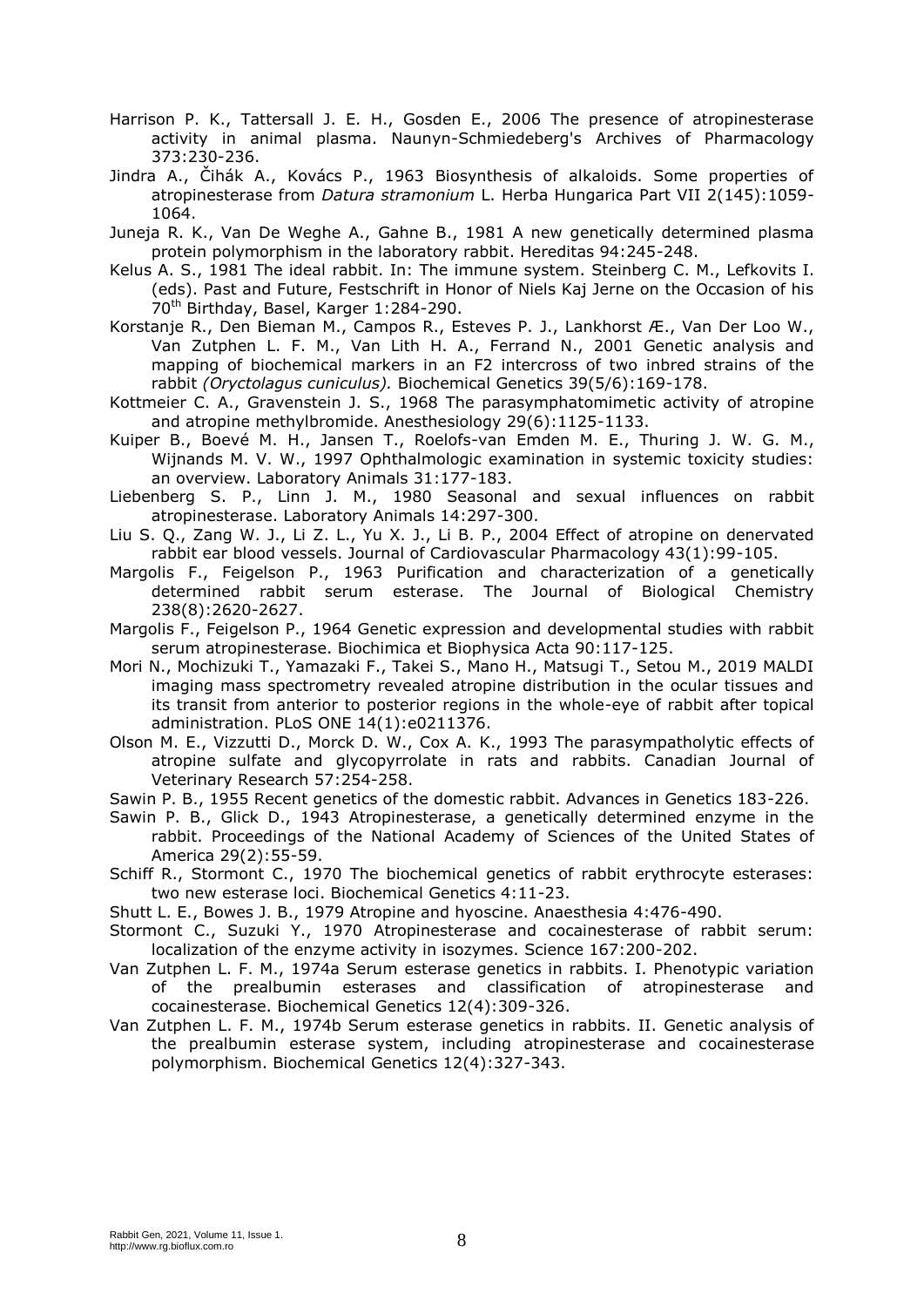Harrison P. K., Tattersall J. E. H., Gosden E., 2006 The presence of atropinesterase activity in animal plasma. Naunyn-Schmiedeberg's Archives of Pharmacology 373:230-236.

Jindra A., Čihák A., Kovács P., 1963 Biosynthesis of alkaloids. Some properties of atropinesterase from *Datura stramonium* L. Herba Hungarica Part VII 2(145):1059-1064.

Juneja R. K., Van De Weghe A., Gahne B., 1981 A new genetically determined plasma protein polymorphism in the laboratory rabbit. Hereditas 94:245-248.

Kelus A. S., 1981 The ideal rabbit. In: The immune system. Steinberg C. M., Lefkovits I. (eds). Past and Future, Festschrift in Honor of Niels Kaj Jerne on the Occasion of his 70th Birthday, Basel, Karger 1:284-290.

Korstanje R., Den Bieman M., Campos R., Esteves P. J., Lankhorst Æ., Van Der Loo W., Van Zutphen L. F. M., Van Lith H. A., Ferrand N., 2001 Genetic analysis and mapping of biochemical markers in an F2 intercross of two inbred strains of the rabbit *(Oryctolagus cuniculus).* Biochemical Genetics 39(5/6):169-178.

Kottmeier C. A., Gravenstein J. S., 1968 The parasymphatomimetic activity of atropine and atropine methylbromide. Anesthesiology 29(6):1125-1133.

Kuiper B., Boevé M. H., Jansen T., Roelofs-van Emden M. E., Thuring J. W. G. M., Wijnands M. V. W., 1997 Ophthalmologic examination in systemic toxicity studies: an overview. Laboratory Animals 31:177-183.

Liebenberg S. P., Linn J. M., 1980 Seasonal and sexual influences on rabbit atropinesterase. Laboratory Animals 14:297-300.

Liu S. Q., Zang W. J., Li Z. L., Yu X. J., Li B. P., 2004 Effect of atropine on denervated rabbit ear blood vessels. Journal of Cardiovascular Pharmacology 43(1):99-105.

Margolis F., Feigelson P., 1963 Purification and characterization of a genetically determined rabbit serum esterase. The Journal of Biological Chemistry 238(8):2620-2627.

Margolis F., Feigelson P., 1964 Genetic expression and developmental studies with rabbit serum atropinesterase. Biochimica et Biophysica Acta 90:117-125.

Mori N., Mochizuki T., Yamazaki F., Takei S., Mano H., Matsugi T., Setou M., 2019 MALDI imaging mass spectrometry revealed atropine distribution in the ocular tissues and its transit from anterior to posterior regions in the whole-eye of rabbit after topical administration. PLoS ONE 14(1):e0211376.

Olson M. E., Vizzutti D., Morck D. W., Cox A. K., 1993 The parasympatholytic effects of atropine sulfate and glycopyrrolate in rats and rabbits. Canadian Journal of Veterinary Research 57:254-258.

Sawin P. B., 1955 Recent genetics of the domestic rabbit. Advances in Genetics 183-226.

Sawin P. B., Glick D., 1943 Atropinesterase, a genetically determined enzyme in the rabbit. Proceedings of the National Academy of Sciences of the United States of America 29(2):55-59.

Schiff R., Stormont C., 1970 The biochemical genetics of rabbit erythrocyte esterases: two new esterase loci. Biochemical Genetics 4:11-23.

Shutt L. E., Bowes J. B., 1979 Atropine and hyoscine. Anaesthesia 4:476-490.

Stormont C., Suzuki Y., 1970 Atropinesterase and cocainesterase of rabbit serum: localization of the enzyme activity in isozymes. Science 167:200-202.

Van Zutphen L. F. M., 1974a Serum esterase genetics in rabbits. I. Phenotypic variation of the prealbumin esterases and classification of atropinesterase and cocainesterase. Biochemical Genetics 12(4):309-326.

Van Zutphen L. F. M., 1974b Serum esterase genetics in rabbits. II. Genetic analysis of the prealbumin esterase system, including atropinesterase and cocainesterase polymorphism. Biochemical Genetics 12(4):327-343.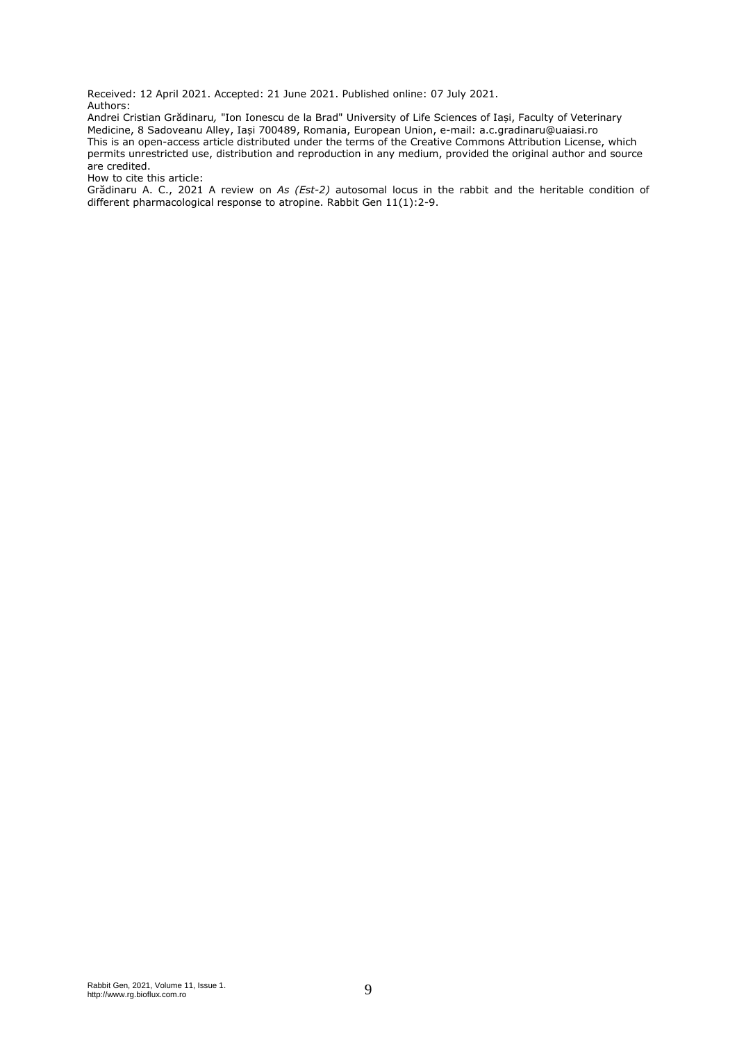Received: 12 April 2021. Accepted: 21 June 2021. Published online: 07 July 2021.
Authors:
Andrei Cristian Grădinaru, "Ion Ionescu de la Brad" University of Life Sciences of Iași, Faculty of Veterinary Medicine, 8 Sadoveanu Alley, Iași 700489, Romania, European Union, e-mail: a.c.gradinaru@uaiasi.ro
This is an open-access article distributed under the terms of the Creative Commons Attribution License, which permits unrestricted use, distribution and reproduction in any medium, provided the original author and source are credited.
How to cite this article:
Grădinaru A. C., 2021 A review on *As (Est-2)* autosomal locus in the rabbit and the heritable condition of different pharmacological response to atropine. Rabbit Gen 11(1):2-9.